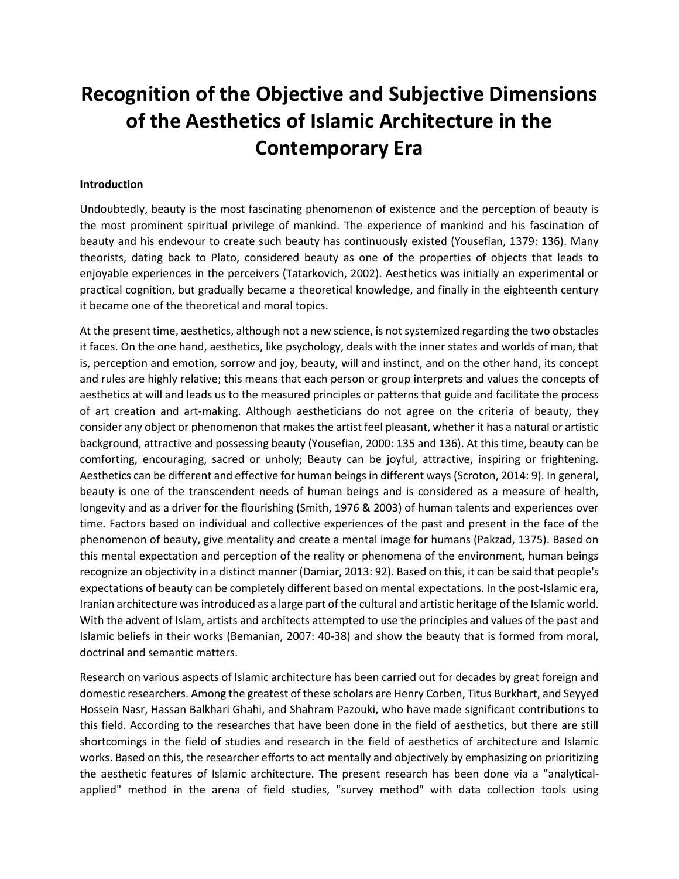# Recognition of the Objective and Subjective Dimensions of the Aesthetics of Islamic Architecture in the Contemporary Era

**Introduction**

Undoubtedly, beauty is the most fascinating phenomenon of existence and the perception of beauty is the most prominent spiritual privilege of mankind. The experience of mankind and his fascination of beauty and his endevour to create such beauty has continuously existed (Yousefian, 1379: 136). Many theorists, dating back to Plato, considered beauty as one of the properties of objects that leads to enjoyable experiences in the perceivers (Tatarkovich, 2002). Aesthetics was initially an experimental or practical cognition, but gradually became a theoretical knowledge, and finally in the eighteenth century it became one of the theoretical and moral topics.

At the present time, aesthetics, although not a new science, is not systemized regarding the two obstacles it faces. On the one hand, aesthetics, like psychology, deals with the inner states and worlds of man, that is, perception and emotion, sorrow and joy, beauty, will and instinct, and on the other hand, its concept and rules are highly relative; this means that each person or group interprets and values the concepts of aesthetics at will and leads us to the measured principles or patterns that guide and facilitate the process of art creation and art-making. Although aestheticians do not agree on the criteria of beauty, they consider any object or phenomenon that makes the artist feel pleasant, whether it has a natural or artistic background, attractive and possessing beauty (Yousefian, 2000: 135 and 136). At this time, beauty can be comforting, encouraging, sacred or unholy; Beauty can be joyful, attractive, inspiring or frightening. Aesthetics can be different and effective for human beings in different ways (Scroton, 2014: 9). In general, beauty is one of the transcendent needs of human beings and is considered as a measure of health, longevity and as a driver for the flourishing (Smith, 1976 & 2003) of human talents and experiences over time. Factors based on individual and collective experiences of the past and present in the face of the phenomenon of beauty, give mentality and create a mental image for humans (Pakzad, 1375). Based on this mental expectation and perception of the reality or phenomena of the environment, human beings recognize an objectivity in a distinct manner (Damiar, 2013: 92). Based on this, it can be said that people's expectations of beauty can be completely different based on mental expectations. In the post-Islamic era, Iranian architecture was introduced as a large part of the cultural and artistic heritage of the Islamic world. With the advent of Islam, artists and architects attempted to use the principles and values of the past and Islamic beliefs in their works (Bemanian, 2007: 40-38) and show the beauty that is formed from moral, doctrinal and semantic matters.

Research on various aspects of Islamic architecture has been carried out for decades by great foreign and domestic researchers. Among the greatest of these scholars are Henry Corben, Titus Burkhart, and Seyyed Hossein Nasr, Hassan Balkhari Ghahi, and Shahram Pazouki, who have made significant contributions to this field. According to the researches that have been done in the field of aesthetics, but there are still shortcomings in the field of studies and research in the field of aesthetics of architecture and Islamic works. Based on this, the researcher efforts to act mentally and objectively by emphasizing on prioritizing the aesthetic features of Islamic architecture. The present research has been done via a "analytical-applied" method in the arena of field studies, "survey method" with data collection tools using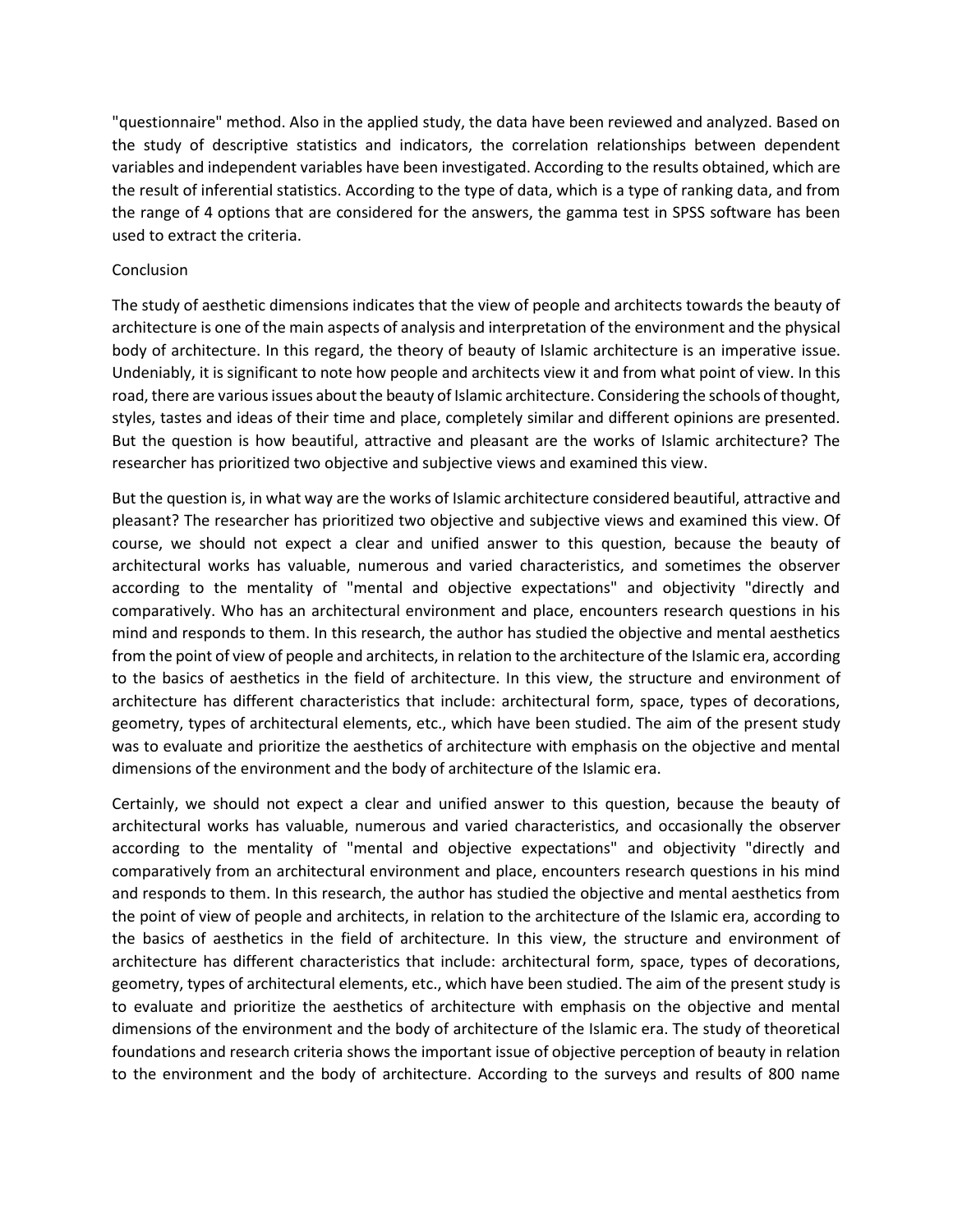"questionnaire" method. Also in the applied study, the data have been reviewed and analyzed. Based on the study of descriptive statistics and indicators, the correlation relationships between dependent variables and independent variables have been investigated. According to the results obtained, which are the result of inferential statistics. According to the type of data, which is a type of ranking data, and from the range of 4 options that are considered for the answers, the gamma test in SPSS software has been used to extract the criteria.

## Conclusion

The study of aesthetic dimensions indicates that the view of people and architects towards the beauty of architecture is one of the main aspects of analysis and interpretation of the environment and the physical body of architecture. In this regard, the theory of beauty of Islamic architecture is an imperative issue. Undeniably, it is significant to note how people and architects view it and from what point of view. In this road, there are various issues about the beauty of Islamic architecture. Considering the schools of thought, styles, tastes and ideas of their time and place, completely similar and different opinions are presented. But the question is how beautiful, attractive and pleasant are the works of Islamic architecture? The researcher has prioritized two objective and subjective views and examined this view.

But the question is, in what way are the works of Islamic architecture considered beautiful, attractive and pleasant? The researcher has prioritized two objective and subjective views and examined this view. Of course, we should not expect a clear and unified answer to this question, because the beauty of architectural works has valuable, numerous and varied characteristics, and sometimes the observer according to the mentality of "mental and objective expectations" and objectivity "directly and comparatively. Who has an architectural environment and place, encounters research questions in his mind and responds to them. In this research, the author has studied the objective and mental aesthetics from the point of view of people and architects, in relation to the architecture of the Islamic era, according to the basics of aesthetics in the field of architecture. In this view, the structure and environment of architecture has different characteristics that include: architectural form, space, types of decorations, geometry, types of architectural elements, etc., which have been studied. The aim of the present study was to evaluate and prioritize the aesthetics of architecture with emphasis on the objective and mental dimensions of the environment and the body of architecture of the Islamic era.

Certainly, we should not expect a clear and unified answer to this question, because the beauty of architectural works has valuable, numerous and varied characteristics, and occasionally the observer according to the mentality of "mental and objective expectations" and objectivity "directly and comparatively from an architectural environment and place, encounters research questions in his mind and responds to them. In this research, the author has studied the objective and mental aesthetics from the point of view of people and architects, in relation to the architecture of the Islamic era, according to the basics of aesthetics in the field of architecture. In this view, the structure and environment of architecture has different characteristics that include: architectural form, space, types of decorations, geometry, types of architectural elements, etc., which have been studied. The aim of the present study is to evaluate and prioritize the aesthetics of architecture with emphasis on the objective and mental dimensions of the environment and the body of architecture of the Islamic era. The study of theoretical foundations and research criteria shows the important issue of objective perception of beauty in relation to the environment and the body of architecture. According to the surveys and results of 800 name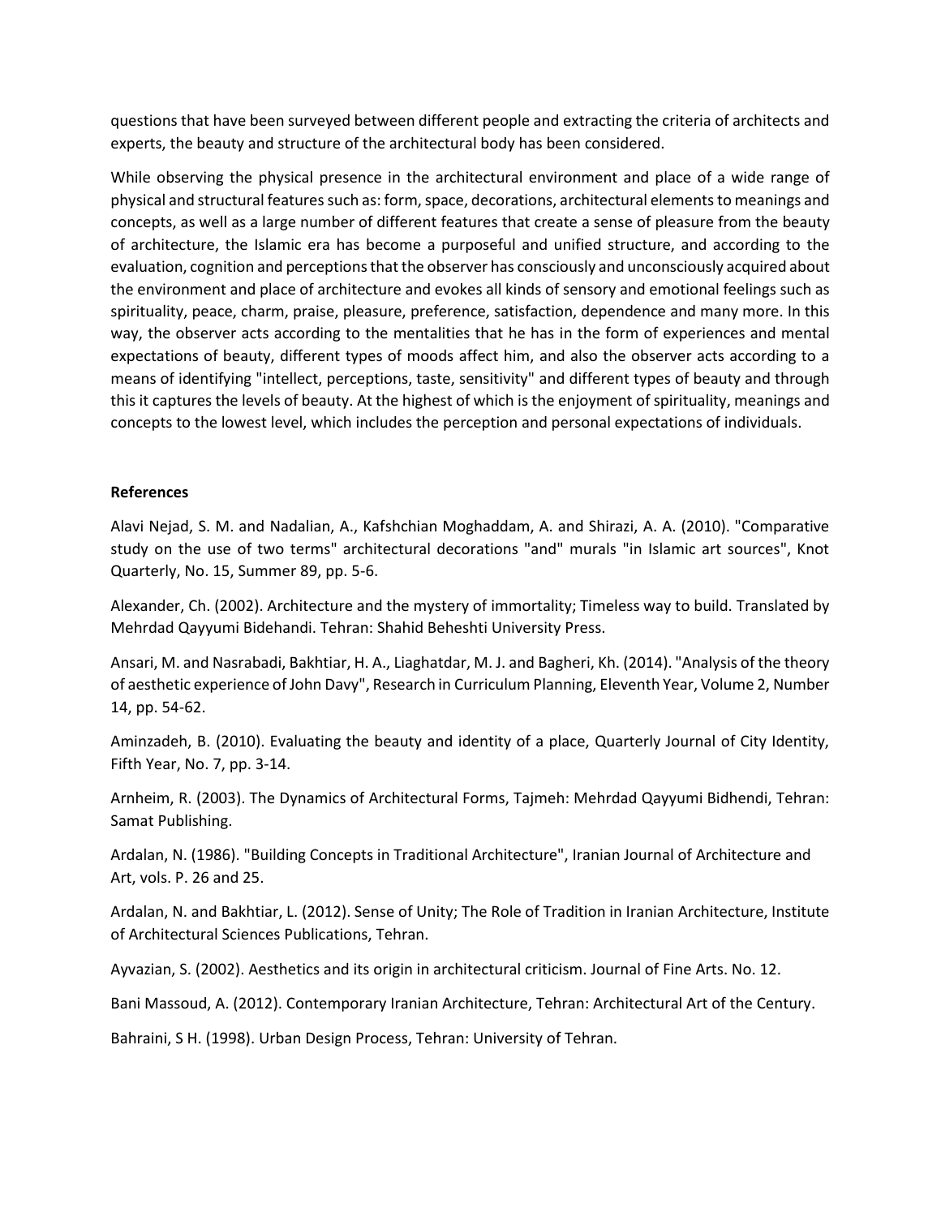questions that have been surveyed between different people and extracting the criteria of architects and experts, the beauty and structure of the architectural body has been considered.

While observing the physical presence in the architectural environment and place of a wide range of physical and structural features such as: form, space, decorations, architectural elements to meanings and concepts, as well as a large number of different features that create a sense of pleasure from the beauty of architecture, the Islamic era has become a purposeful and unified structure, and according to the evaluation, cognition and perceptions that the observer has consciously and unconsciously acquired about the environment and place of architecture and evokes all kinds of sensory and emotional feelings such as spirituality, peace, charm, praise, pleasure, preference, satisfaction, dependence and many more. In this way, the observer acts according to the mentalities that he has in the form of experiences and mental expectations of beauty, different types of moods affect him, and also the observer acts according to a means of identifying "intellect, perceptions, taste, sensitivity" and different types of beauty and through this it captures the levels of beauty. At the highest of which is the enjoyment of spirituality, meanings and concepts to the lowest level, which includes the perception and personal expectations of individuals.

**References**

Alavi Nejad, S. M. and Nadalian, A., Kafshchian Moghaddam, A. and Shirazi, A. A. (2010). "Comparative study on the use of two terms" architectural decorations "and" murals "in Islamic art sources", Knot Quarterly, No. 15, Summer 89, pp. 5-6.

Alexander, Ch. (2002). Architecture and the mystery of immortality; Timeless way to build. Translated by Mehrdad Qayyumi Bidehandi. Tehran: Shahid Beheshti University Press.

Ansari, M. and Nasrabadi, Bakhtiar, H. A., Liaghatdar, M. J. and Bagheri, Kh. (2014). "Analysis of the theory of aesthetic experience of John Davy", Research in Curriculum Planning, Eleventh Year, Volume 2, Number 14, pp. 54-62.

Aminzadeh, B. (2010). Evaluating the beauty and identity of a place, Quarterly Journal of City Identity, Fifth Year, No. 7, pp. 3-14.

Arnheim, R. (2003). The Dynamics of Architectural Forms, Tajmeh: Mehrdad Qayyumi Bidhendi, Tehran: Samat Publishing.

Ardalan, N. (1986). "Building Concepts in Traditional Architecture", Iranian Journal of Architecture and Art, vols. P. 26 and 25.

Ardalan, N. and Bakhtiar, L. (2012). Sense of Unity; The Role of Tradition in Iranian Architecture, Institute of Architectural Sciences Publications, Tehran.

Ayvazian, S. (2002). Aesthetics and its origin in architectural criticism. Journal of Fine Arts. No. 12.

Bani Massoud, A. (2012). Contemporary Iranian Architecture, Tehran: Architectural Art of the Century.

Bahraini, S H. (1998). Urban Design Process, Tehran: University of Tehran.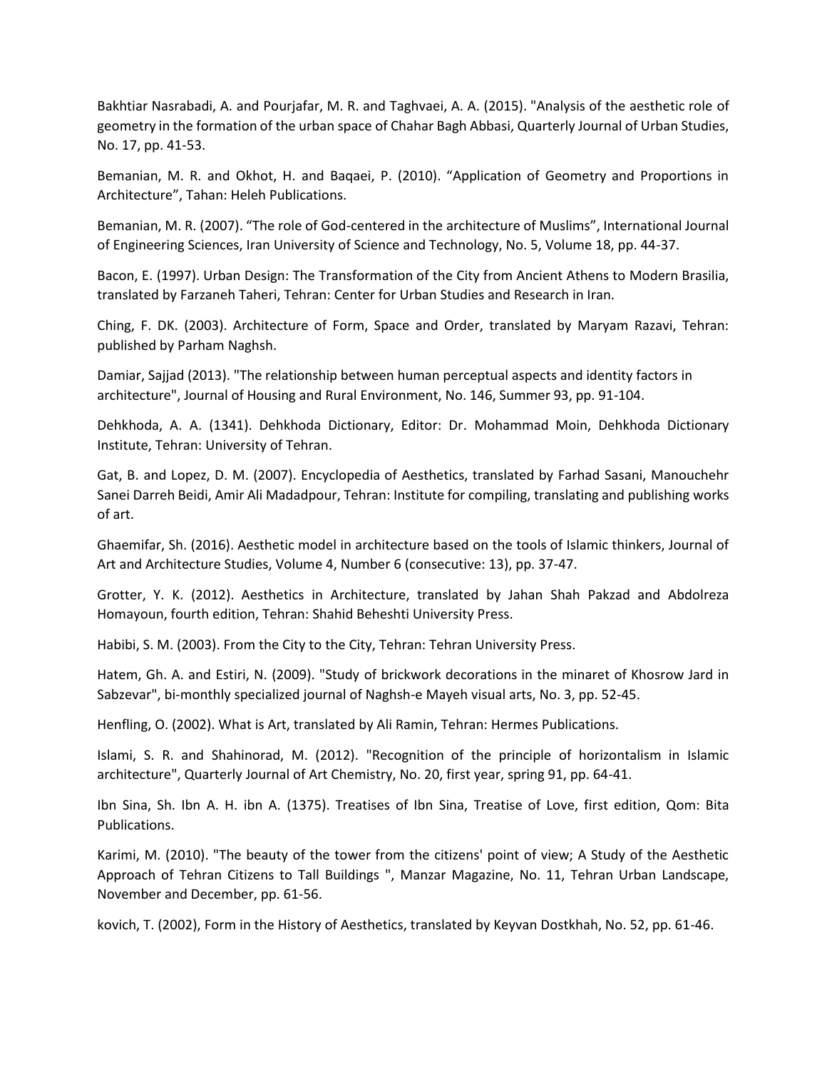Bakhtiar Nasrabadi, A. and Pourjafar, M. R. and Taghvaei, A. A. (2015). "Analysis of the aesthetic role of geometry in the formation of the urban space of Chahar Bagh Abbasi, Quarterly Journal of Urban Studies, No. 17, pp. 41-53.

Bemanian, M. R. and Okhot, H. and Baqaei, P. (2010). "Application of Geometry and Proportions in Architecture", Tahan: Heleh Publications.

Bemanian, M. R. (2007). "The role of God-centered in the architecture of Muslims", International Journal of Engineering Sciences, Iran University of Science and Technology, No. 5, Volume 18, pp. 44-37.

Bacon, E. (1997). Urban Design: The Transformation of the City from Ancient Athens to Modern Brasilia, translated by Farzaneh Taheri, Tehran: Center for Urban Studies and Research in Iran.

Ching, F. DK. (2003). Architecture of Form, Space and Order, translated by Maryam Razavi, Tehran: published by Parham Naghsh.

Damiar, Sajjad (2013). "The relationship between human perceptual aspects and identity factors in architecture", Journal of Housing and Rural Environment, No. 146, Summer 93, pp. 91-104.

Dehkhoda, A. A. (1341). Dehkhoda Dictionary, Editor: Dr. Mohammad Moin, Dehkhoda Dictionary Institute, Tehran: University of Tehran.

Gat, B. and Lopez, D. M. (2007). Encyclopedia of Aesthetics, translated by Farhad Sasani, Manouchehr Sanei Darreh Beidi, Amir Ali Madadpour, Tehran: Institute for compiling, translating and publishing works of art.

Ghaemifar, Sh. (2016). Aesthetic model in architecture based on the tools of Islamic thinkers, Journal of Art and Architecture Studies, Volume 4, Number 6 (consecutive: 13), pp. 37-47.

Grotter, Y. K. (2012). Aesthetics in Architecture, translated by Jahan Shah Pakzad and Abdolreza Homayoun, fourth edition, Tehran: Shahid Beheshti University Press.

Habibi, S. M. (2003). From the City to the City, Tehran: Tehran University Press.

Hatem, Gh. A. and Estiri, N. (2009). "Study of brickwork decorations in the minaret of Khosrow Jard in Sabzevar", bi-monthly specialized journal of Naghsh-e Mayeh visual arts, No. 3, pp. 52-45.

Henfling, O. (2002). What is Art, translated by Ali Ramin, Tehran: Hermes Publications.

Islami, S. R. and Shahinorad, M. (2012). "Recognition of the principle of horizontalism in Islamic architecture", Quarterly Journal of Art Chemistry, No. 20, first year, spring 91, pp. 64-41.

Ibn Sina, Sh. Ibn A. H. ibn A. (1375). Treatises of Ibn Sina, Treatise of Love, first edition, Qom: Bita Publications.

Karimi, M. (2010). "The beauty of the tower from the citizens' point of view; A Study of the Aesthetic Approach of Tehran Citizens to Tall Buildings ", Manzar Magazine, No. 11, Tehran Urban Landscape, November and December, pp. 61-56.

kovich, T. (2002), Form in the History of Aesthetics, translated by Keyvan Dostkhah, No. 52, pp. 61-46.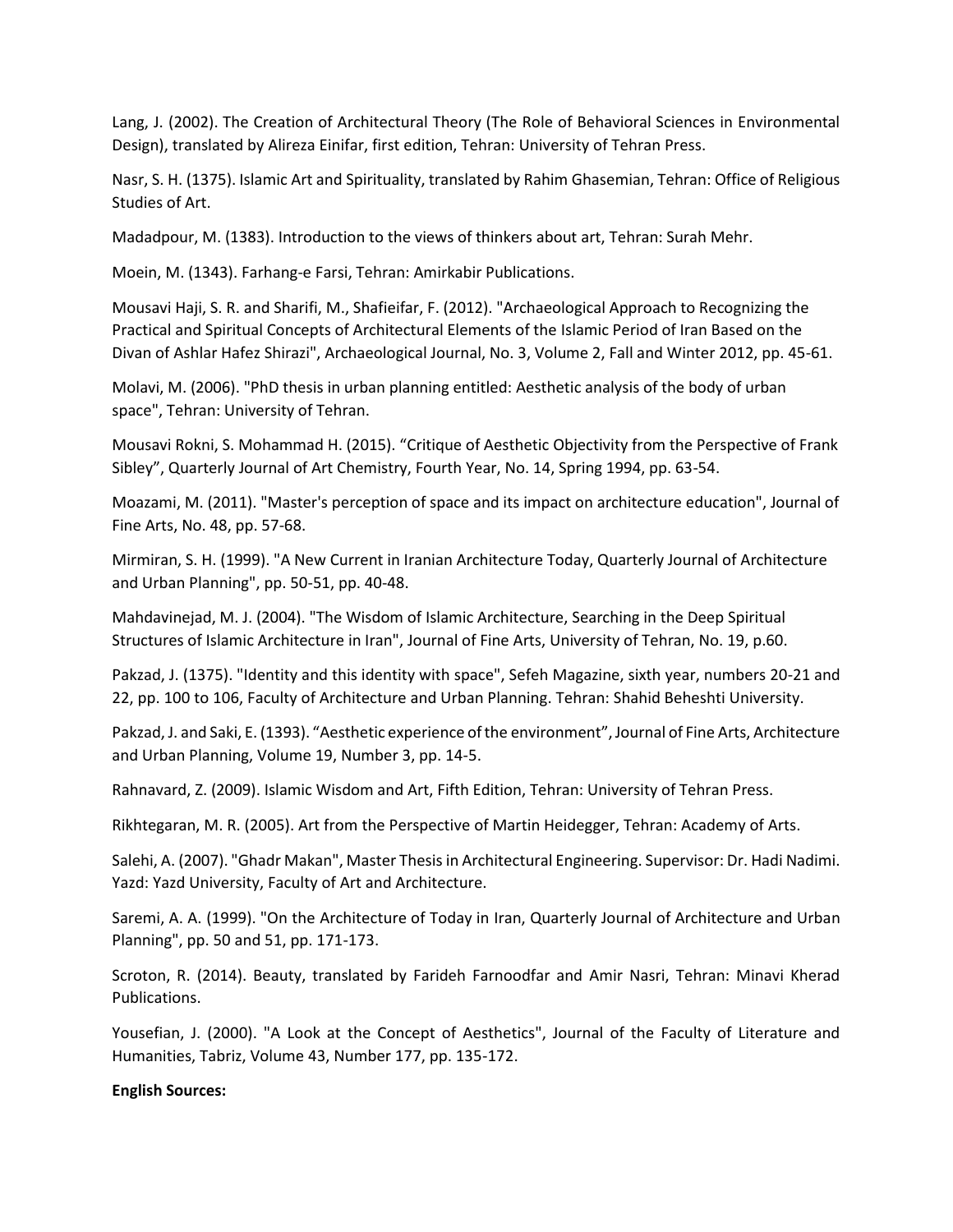Lang, J. (2002). The Creation of Architectural Theory (The Role of Behavioral Sciences in Environmental Design), translated by Alireza Einifar, first edition, Tehran: University of Tehran Press.

Nasr, S. H. (1375). Islamic Art and Spirituality, translated by Rahim Ghasemian, Tehran: Office of Religious Studies of Art.

Madadpour, M. (1383). Introduction to the views of thinkers about art, Tehran: Surah Mehr.

Moein, M. (1343). Farhang-e Farsi, Tehran: Amirkabir Publications.

Mousavi Haji, S. R. and Sharifi, M., Shafieifar, F. (2012). "Archaeological Approach to Recognizing the Practical and Spiritual Concepts of Architectural Elements of the Islamic Period of Iran Based on the Divan of Ashlar Hafez Shirazi", Archaeological Journal, No. 3, Volume 2, Fall and Winter 2012, pp. 45-61.

Molavi, M. (2006). "PhD thesis in urban planning entitled: Aesthetic analysis of the body of urban space", Tehran: University of Tehran.

Mousavi Rokni, S. Mohammad H. (2015). "Critique of Aesthetic Objectivity from the Perspective of Frank Sibley", Quarterly Journal of Art Chemistry, Fourth Year, No. 14, Spring 1994, pp. 63-54.

Moazami, M. (2011). "Master's perception of space and its impact on architecture education", Journal of Fine Arts, No. 48, pp. 57-68.

Mirmiran, S. H. (1999). "A New Current in Iranian Architecture Today, Quarterly Journal of Architecture and Urban Planning", pp. 50-51, pp. 40-48.

Mahdavinejad, M. J. (2004). "The Wisdom of Islamic Architecture, Searching in the Deep Spiritual Structures of Islamic Architecture in Iran", Journal of Fine Arts, University of Tehran, No. 19, p.60.

Pakzad, J. (1375). "Identity and this identity with space", Sefeh Magazine, sixth year, numbers 20-21 and 22, pp. 100 to 106, Faculty of Architecture and Urban Planning. Tehran: Shahid Beheshti University.

Pakzad, J. and Saki, E. (1393). "Aesthetic experience of the environment", Journal of Fine Arts, Architecture and Urban Planning, Volume 19, Number 3, pp. 14-5.

Rahnavard, Z. (2009). Islamic Wisdom and Art, Fifth Edition, Tehran: University of Tehran Press.

Rikhtegaran, M. R. (2005). Art from the Perspective of Martin Heidegger, Tehran: Academy of Arts.

Salehi, A. (2007). "Ghadr Makan", Master Thesis in Architectural Engineering. Supervisor: Dr. Hadi Nadimi. Yazd: Yazd University, Faculty of Art and Architecture.

Saremi, A. A. (1999). "On the Architecture of Today in Iran, Quarterly Journal of Architecture and Urban Planning", pp. 50 and 51, pp. 171-173.

Scroton, R. (2014). Beauty, translated by Farideh Farnoodfar and Amir Nasri, Tehran: Minavi Kherad Publications.

Yousefian, J. (2000). "A Look at the Concept of Aesthetics", Journal of the Faculty of Literature and Humanities, Tabriz, Volume 43, Number 177, pp. 135-172.

**English Sources:**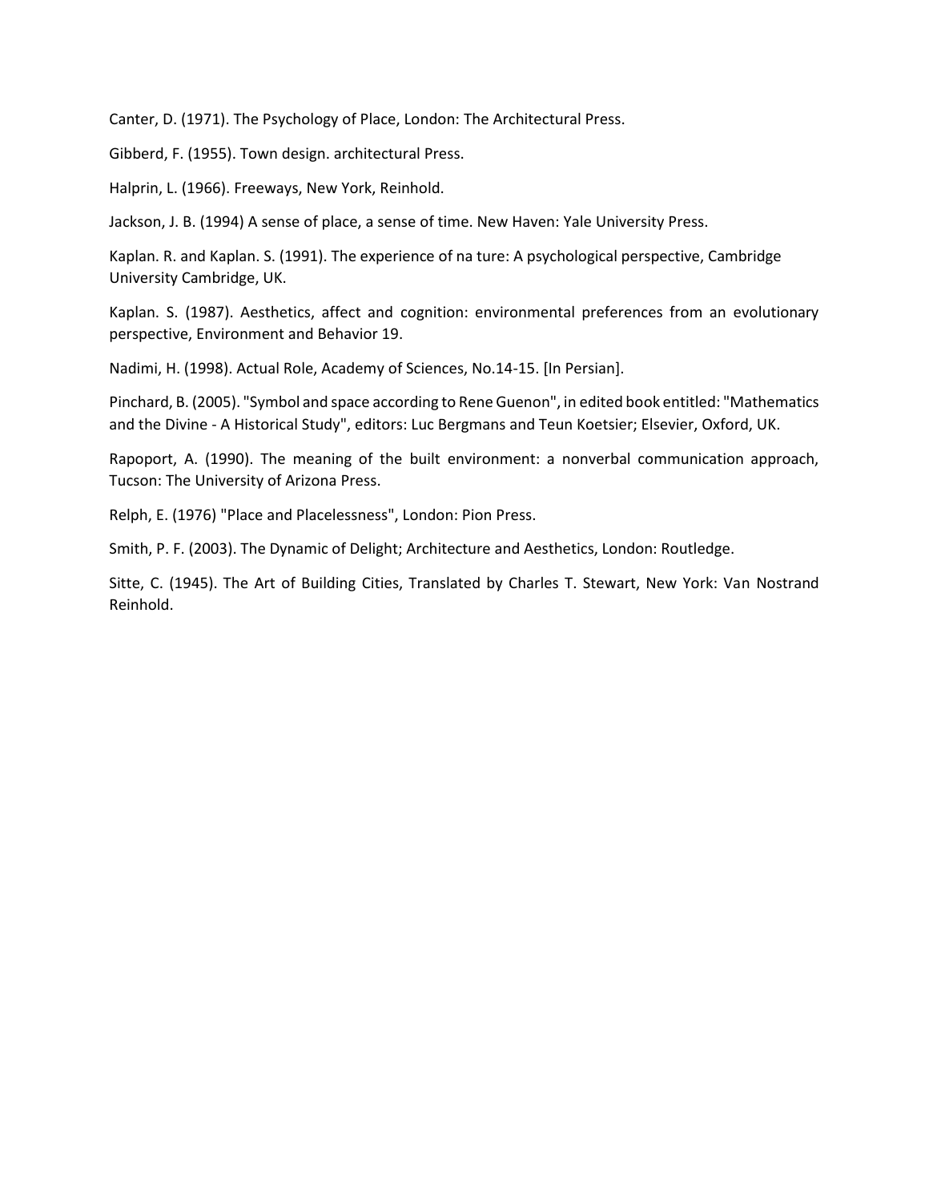Canter, D. (1971). The Psychology of Place, London: The Architectural Press.

Gibberd, F. (1955). Town design. architectural Press.

Halprin, L. (1966). Freeways, New York, Reinhold.

Jackson, J. B. (1994) A sense of place, a sense of time. New Haven: Yale University Press.

Kaplan. R. and Kaplan. S. (1991). The experience of na ture: A psychological perspective, Cambridge University Cambridge, UK.

Kaplan. S. (1987). Aesthetics, affect and cognition: environmental preferences from an evolutionary perspective, Environment and Behavior 19.

Nadimi, H. (1998). Actual Role, Academy of Sciences, No.14-15. [In Persian].

Pinchard, B. (2005). "Symbol and space according to Rene Guenon", in edited book entitled: "Mathematics and the Divine - A Historical Study", editors: Luc Bergmans and Teun Koetsier; Elsevier, Oxford, UK.

Rapoport, A. (1990). The meaning of the built environment: a nonverbal communication approach, Tucson: The University of Arizona Press.

Relph, E. (1976) "Place and Placelessness", London: Pion Press.

Smith, P. F. (2003). The Dynamic of Delight; Architecture and Aesthetics, London: Routledge.

Sitte, C. (1945). The Art of Building Cities, Translated by Charles T. Stewart, New York: Van Nostrand Reinhold.